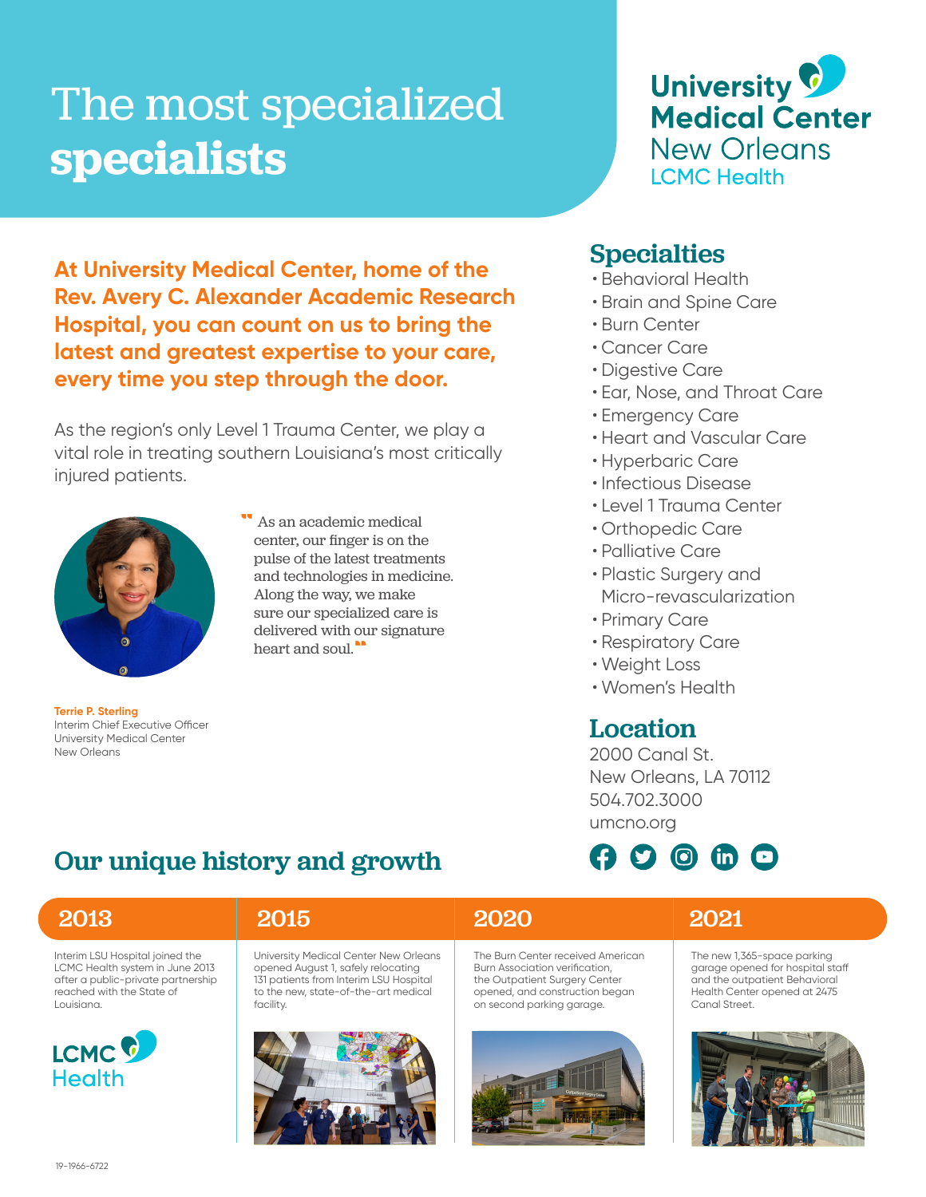# The most specialized **specialists**

University Medical Center
New Orleans
LCMC Health

**At University Medical Center, home of the Rev. Avery C. Alexander Academic Research Hospital, you can count on us to bring the latest and greatest expertise to your care, every time you step through the door.**

As the region's only Level 1 Trauma Center, we play a vital role in treating southern Louisiana's most critically injured patients.

> "As an academic medical center, our finger is on the pulse of the latest treatments and technologies in medicine. Along the way, we make sure our specialized care is delivered with our signature heart and soul."

**Terrie P. Sterling**
Interim Chief Executive Officer
University Medical Center
New Orleans

## Specialties

- Behavioral Health
- Brain and Spine Care
- Burn Center
- Cancer Care
- Digestive Care
- Ear, Nose, and Throat Care
- Emergency Care
- Heart and Vascular Care
- Hyperbaric Care
- Infectious Disease
- Level 1 Trauma Center
- Orthopedic Care
- Palliative Care
- Plastic Surgery and Micro-revascularization
- Primary Care
- Respiratory Care
- Weight Loss
- Women's Health

## Location

2000 Canal St.
New Orleans, LA 70112
504.702.3000
umcno.org

## Our unique history and growth

**2013**

Interim LSU Hospital joined the LCMC Health system in June 2013 after a public-private partnership reached with the State of Louisiana.

LCMC Health

**2015**

University Medical Center New Orleans opened August 1, safely relocating 131 patients from Interim LSU Hospital to the new, state-of-the-art medical facility.

**2020**

The Burn Center received American Burn Association verification, the Outpatient Surgery Center opened, and construction began on second parking garage.

**2021**

The new 1,365-space parking garage opened for hospital staff and the outpatient Behavioral Health Center opened at 2475 Canal Street.

19-1966-6722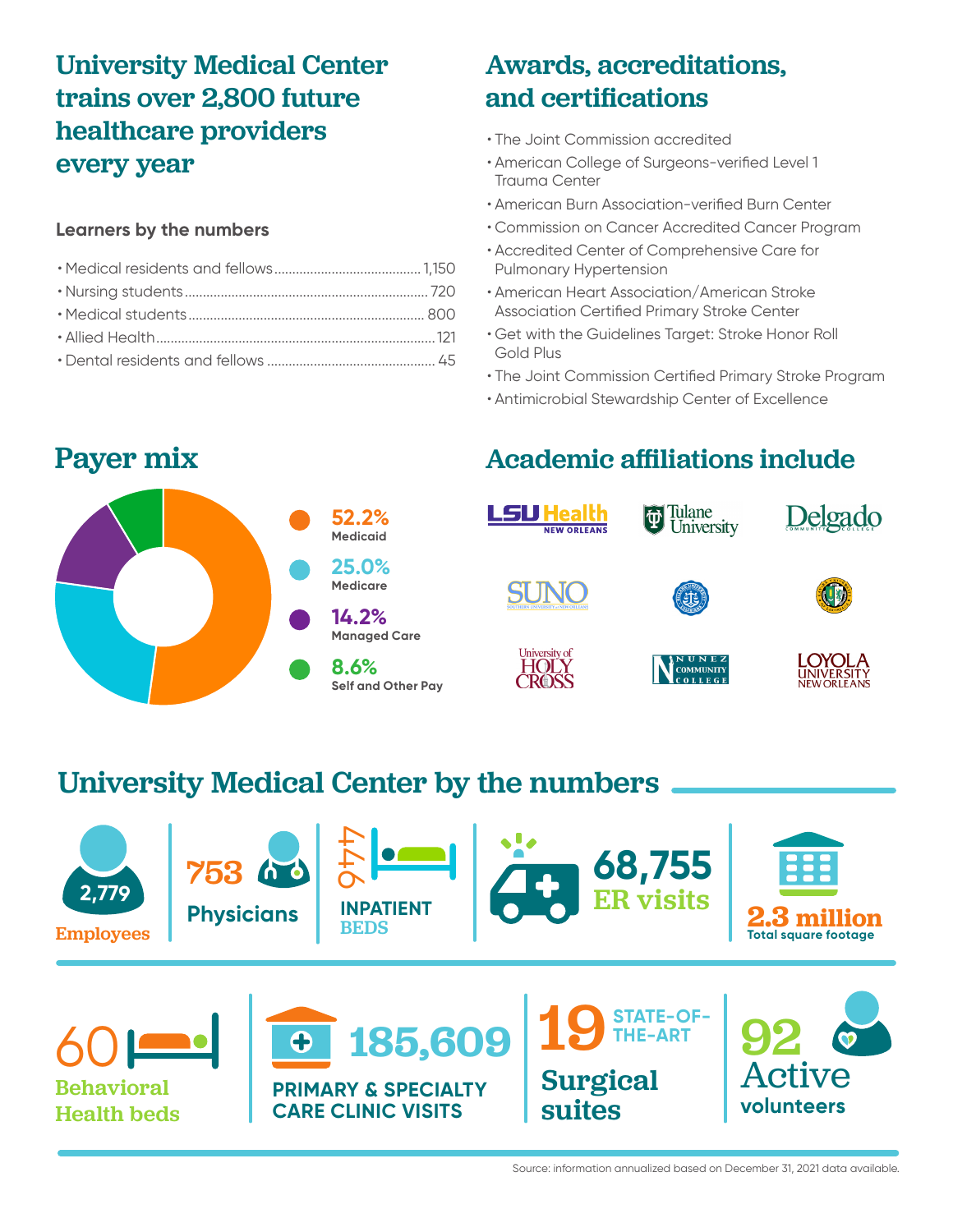# University Medical Center trains over 2,800 future healthcare providers every year

### Learners by the numbers

- Medical residents and fellows ........ 1,150
- Nursing students ........ 720
- Medical students ........ 800
- Allied Health ........ 121
- Dental residents and fellows ........ 45

# Awards, accreditations, and certifications

- The Joint Commission accredited
- American College of Surgeons-verified Level 1 Trauma Center
- American Burn Association-verified Burn Center
- Commission on Cancer Accredited Cancer Program
- Accredited Center of Comprehensive Care for Pulmonary Hypertension
- American Heart Association/American Stroke Association Certified Primary Stroke Center
- Get with the Guidelines Target: Stroke Honor Roll Gold Plus
- The Joint Commission Certified Primary Stroke Program
- Antimicrobial Stewardship Center of Excellence

# Payer mix

52.2% Medicaid

25.0% Medicare

14.2% Managed Care

8.6% Self and Other Pay

# Academic affiliations include

LSU Health New Orleans

Tulane University

Delgado Community College

SUNO Southern University at New Orleans

University of Holy Cross

Nunez Community College

Loyola University New Orleans

# University Medical Center by the numbers

**2,779** Employees

**753** Physicians

**446** Inpatient beds

**68,755** ER visits

**2.3 million** Total square footage

**60** Behavioral Health beds

**185,609** Primary & specialty care clinic visits

**19** State-of-the-art Surgical suites

**92** Active volunteers

Source: information annualized based on December 31, 2021 data available.